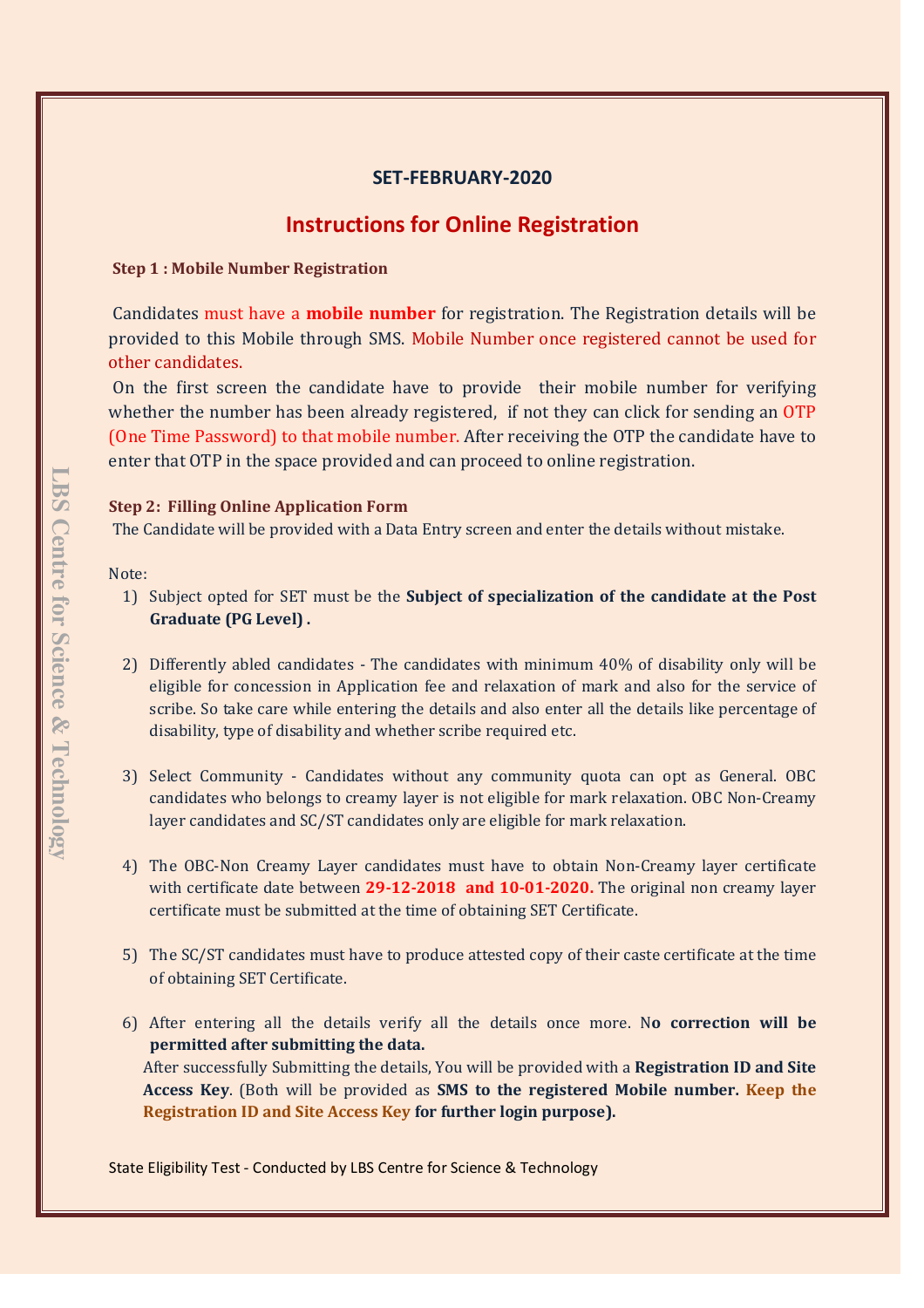## SET-FEBRUARY-2020

# Instructions for Online Registration

### Step 1 : Mobile Number Registration

Candidates must have a **mobile number** for registration. The Registration details will be provided to this Mobile through SMS. Mobile Number once registered cannot be used for other candidates.

On the first screen the candidate have to provide their mobile number for verifying whether the number has been already registered, if not they can click for sending an OTP (One Time Password) to that mobile number. After receiving the OTP the candidate have to enter that OTP in the space provided and can proceed to online registration.

### Step 2: Filling Online Application Form

The Candidate will be provided with a Data Entry screen and enter the details without mistake.

Note:

1) Subject opted for SET must be the **Subject of specialization of the candidate at the Post Graduate (PG Level) .**

2) Differently abled candidates - The candidates with minimum 40% of disability only will be eligible for concession in Application fee and relaxation of mark and also for the service of scribe. So take care while entering the details and also enter all the details like percentage of disability, type of disability and whether scribe required etc.

3) Select Community - Candidates without any community quota can opt as General. OBC candidates who belongs to creamy layer is not eligible for mark relaxation. OBC Non-Creamy layer candidates and SC/ST candidates only are eligible for mark relaxation.

4) The OBC-Non Creamy Layer candidates must have to obtain Non-Creamy layer certificate with certificate date between **29-12-2018 and 10-01-2020.** The original non creamy layer certificate must be submitted at the time of obtaining SET Certificate.

5) The SC/ST candidates must have to produce attested copy of their caste certificate at the time of obtaining SET Certificate.

6) After entering all the details verify all the details once more. N**o correction will be permitted after submitting the data.**

   After successfully Submitting the details, You will be provided with a **Registration ID and Site Access Key**. (Both will be provided as **SMS to the registered Mobile number. Keep the Registration ID and Site Access Key for further login purpose).**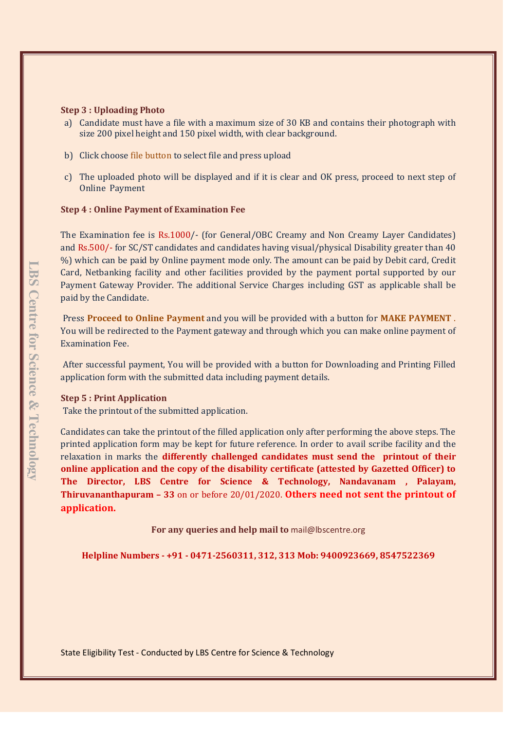**Step 3 : Uploading Photo**

a) Candidate must have a file with a maximum size of 30 KB and contains their photograph with size 200 pixel height and 150 pixel width, with clear background.

b) Click choose file button to select file and press upload

c) The uploaded photo will be displayed and if it is clear and OK press, proceed to next step of Online Payment

**Step 4 : Online Payment of Examination Fee**

The Examination fee is Rs.1000/- (for General/OBC Creamy and Non Creamy Layer Candidates) and Rs.500/- for SC/ST candidates and candidates having visual/physical Disability greater than 40 %) which can be paid by Online payment mode only. The amount can be paid by Debit card, Credit Card, Netbanking facility and other facilities provided by the payment portal supported by our Payment Gateway Provider. The additional Service Charges including GST as applicable shall be paid by the Candidate.

Press **Proceed to Online Payment** and you will be provided with a button for **MAKE PAYMENT** . You will be redirected to the Payment gateway and through which you can make online payment of Examination Fee.

After successful payment, You will be provided with a button for Downloading and Printing Filled application form with the submitted data including payment details.

**Step 5 : Print Application**

Take the printout of the submitted application.

Candidates can take the printout of the filled application only after performing the above steps. The printed application form may be kept for future reference. In order to avail scribe facility and the relaxation in marks the **differently challenged candidates must send the printout of their online application and the copy of the disability certificate (attested by Gazetted Officer) to The Director, LBS Centre for Science & Technology, Nandavanam , Palayam, Thiruvananthapuram – 33** on or before 20/01/2020. **Others need not sent the printout of application.**

**For any queries and help mail to** mail@lbscentre.org

**Helpline Numbers - +91 - 0471-2560311, 312, 313 Mob: 9400923669, 8547522369**